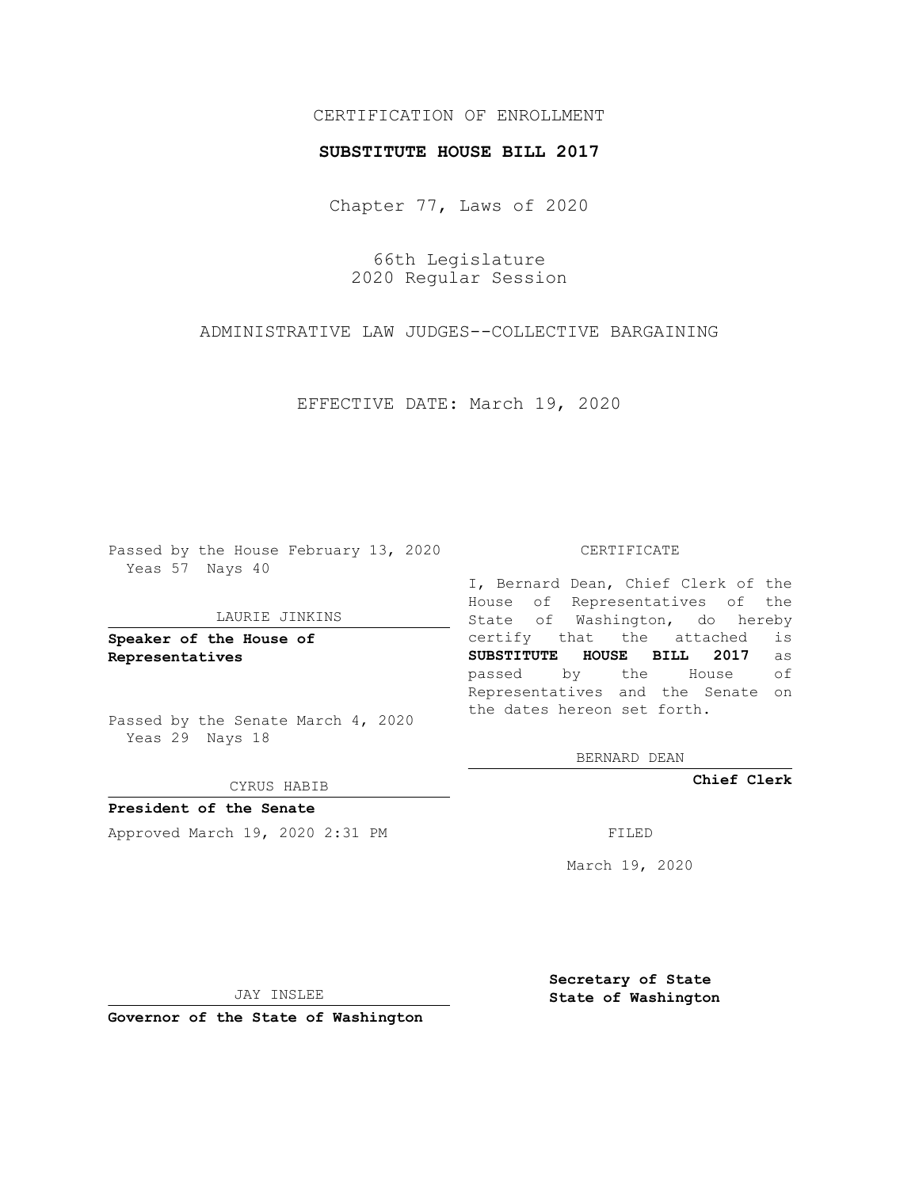CERTIFICATION OF ENROLLMENT

**SUBSTITUTE HOUSE BILL 2017**

Chapter 77, Laws of 2020

66th Legislature
2020 Regular Session

ADMINISTRATIVE LAW JUDGES--COLLECTIVE BARGAINING

EFFECTIVE DATE: March 19, 2020

Passed by the House February 13, 2020
Yeas 57 Nays 40

LAURIE JINKINS

**Speaker of the House of Representatives**

Passed by the Senate March 4, 2020
Yeas 29 Nays 18

CYRUS HABIB

**President of the Senate**

Approved March 19, 2020 2:31 PM

JAY INSLEE

**Governor of the State of Washington**

CERTIFICATE

I, Bernard Dean, Chief Clerk of the House of Representatives of the State of Washington, do hereby certify that the attached is **SUBSTITUTE HOUSE BILL 2017** as passed by the House of Representatives and the Senate on the dates hereon set forth.

BERNARD DEAN

**Chief Clerk**

FILED

March 19, 2020

**Secretary of State**
**State of Washington**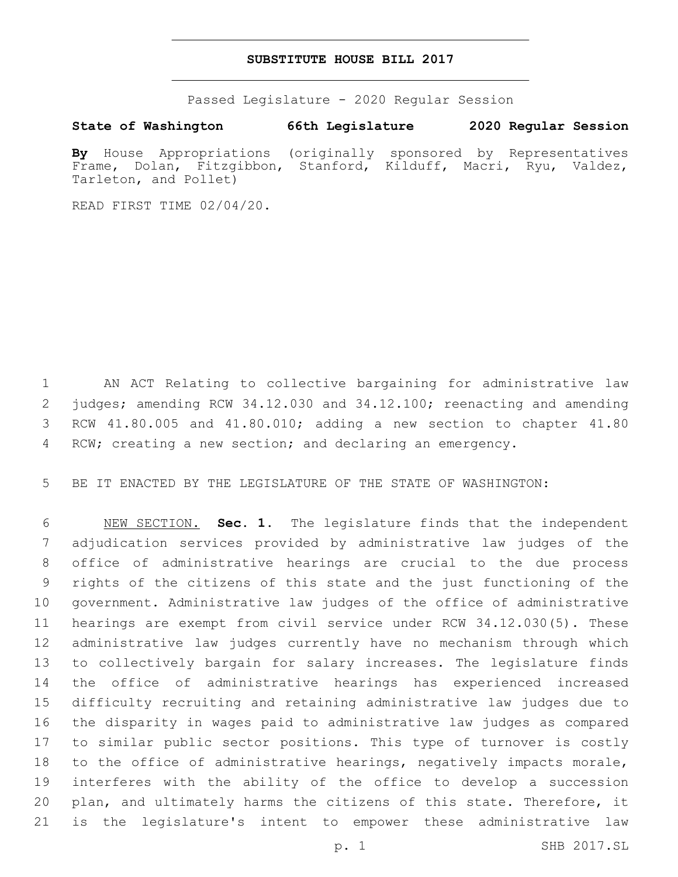# SUBSTITUTE HOUSE BILL 2017

Passed Legislature - 2020 Regular Session

**State of Washington 66th Legislature 2020 Regular Session**

**By** House Appropriations (originally sponsored by Representatives Frame, Dolan, Fitzgibbon, Stanford, Kilduff, Macri, Ryu, Valdez, Tarleton, and Pollet)

READ FIRST TIME 02/04/20.

1 AN ACT Relating to collective bargaining for administrative law
2 judges; amending RCW 34.12.030 and 34.12.100; reenacting and amending
3 RCW 41.80.005 and 41.80.010; adding a new section to chapter 41.80
4 RCW; creating a new section; and declaring an emergency.

5 BE IT ENACTED BY THE LEGISLATURE OF THE STATE OF WASHINGTON:

6 NEW SECTION. **Sec. 1.** The legislature finds that the independent
7 adjudication services provided by administrative law judges of the
8 office of administrative hearings are crucial to the due process
9 rights of the citizens of this state and the just functioning of the
10 government. Administrative law judges of the office of administrative
11 hearings are exempt from civil service under RCW 34.12.030(5). These
12 administrative law judges currently have no mechanism through which
13 to collectively bargain for salary increases. The legislature finds
14 the office of administrative hearings has experienced increased
15 difficulty recruiting and retaining administrative law judges due to
16 the disparity in wages paid to administrative law judges as compared
17 to similar public sector positions. This type of turnover is costly
18 to the office of administrative hearings, negatively impacts morale,
19 interferes with the ability of the office to develop a succession
20 plan, and ultimately harms the citizens of this state. Therefore, it
21 is the legislature's intent to empower these administrative law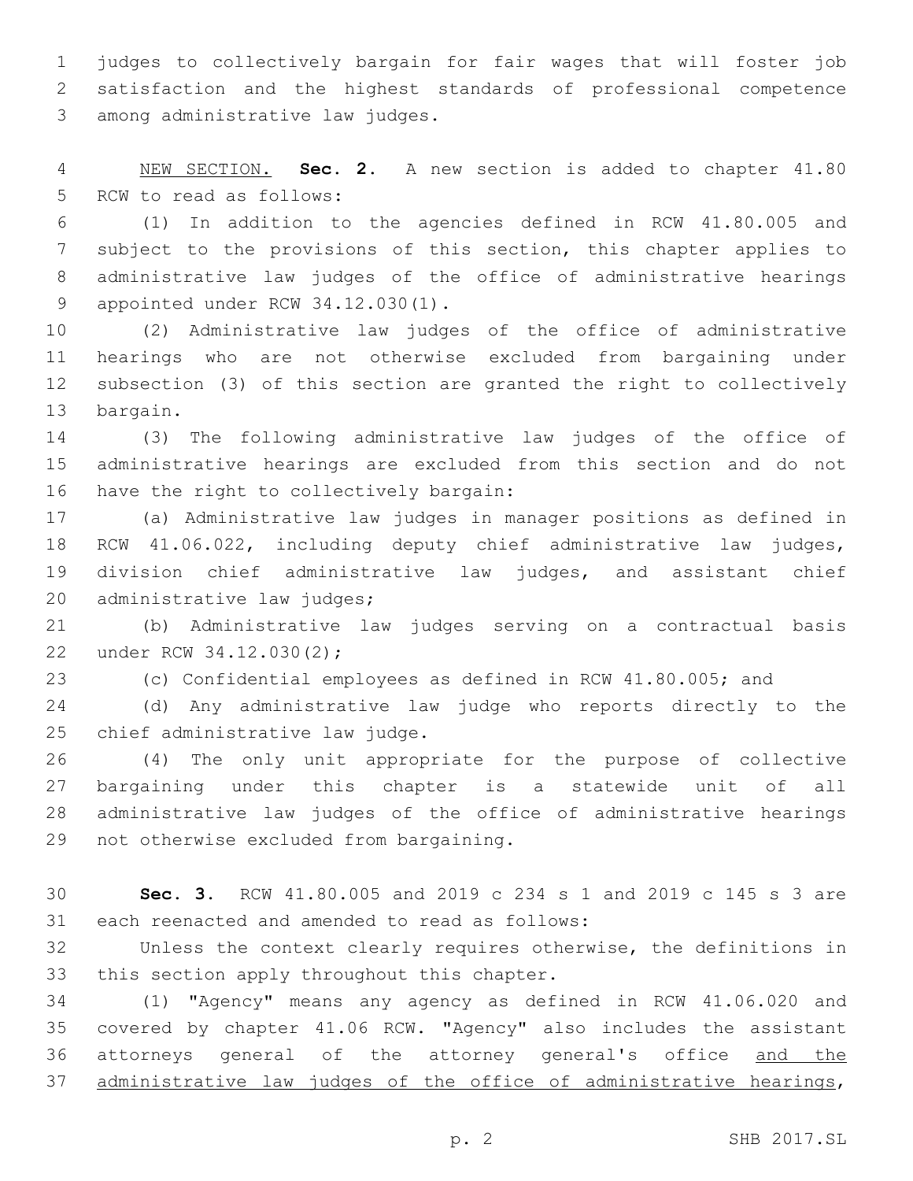judges to collectively bargain for fair wages that will foster job satisfaction and the highest standards of professional competence among administrative law judges.

NEW SECTION. **Sec. 2.** A new section is added to chapter 41.80 RCW to read as follows:

(1) In addition to the agencies defined in RCW 41.80.005 and subject to the provisions of this section, this chapter applies to administrative law judges of the office of administrative hearings appointed under RCW 34.12.030(1).

(2) Administrative law judges of the office of administrative hearings who are not otherwise excluded from bargaining under subsection (3) of this section are granted the right to collectively bargain.

(3) The following administrative law judges of the office of administrative hearings are excluded from this section and do not have the right to collectively bargain:

(a) Administrative law judges in manager positions as defined in RCW 41.06.022, including deputy chief administrative law judges, division chief administrative law judges, and assistant chief administrative law judges;

(b) Administrative law judges serving on a contractual basis under RCW 34.12.030(2);

(c) Confidential employees as defined in RCW 41.80.005; and

(d) Any administrative law judge who reports directly to the chief administrative law judge.

(4) The only unit appropriate for the purpose of collective bargaining under this chapter is a statewide unit of all administrative law judges of the office of administrative hearings not otherwise excluded from bargaining.

**Sec. 3.** RCW 41.80.005 and 2019 c 234 s 1 and 2019 c 145 s 3 are each reenacted and amended to read as follows:

Unless the context clearly requires otherwise, the definitions in this section apply throughout this chapter.

(1) "Agency" means any agency as defined in RCW 41.06.020 and covered by chapter 41.06 RCW. "Agency" also includes the assistant attorneys general of the attorney general's office and the administrative law judges of the office of administrative hearings,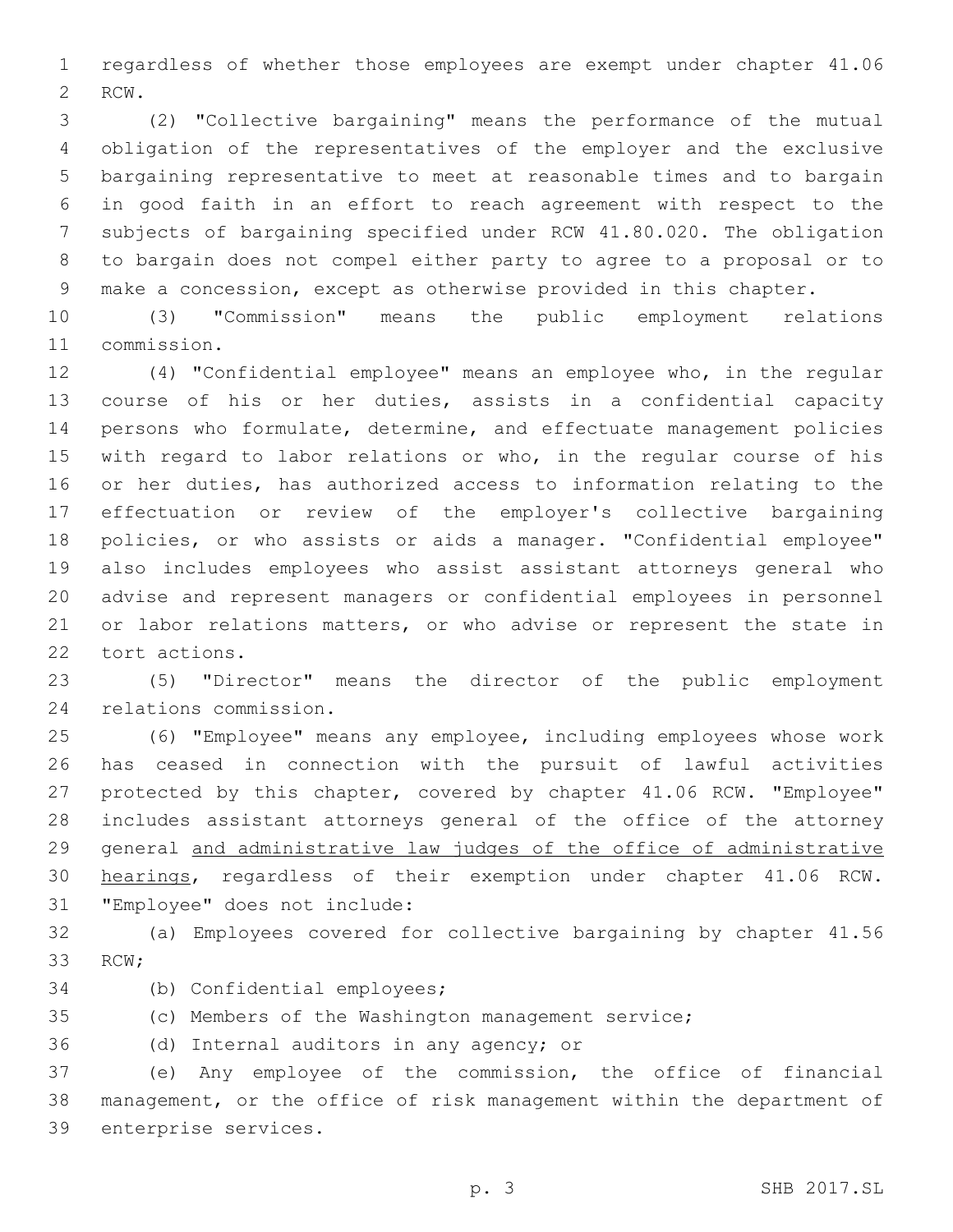regardless of whether those employees are exempt under chapter 41.06 RCW.

(2) "Collective bargaining" means the performance of the mutual obligation of the representatives of the employer and the exclusive bargaining representative to meet at reasonable times and to bargain in good faith in an effort to reach agreement with respect to the subjects of bargaining specified under RCW 41.80.020. The obligation to bargain does not compel either party to agree to a proposal or to make a concession, except as otherwise provided in this chapter.

(3) "Commission" means the public employment relations commission.

(4) "Confidential employee" means an employee who, in the regular course of his or her duties, assists in a confidential capacity persons who formulate, determine, and effectuate management policies with regard to labor relations or who, in the regular course of his or her duties, has authorized access to information relating to the effectuation or review of the employer's collective bargaining policies, or who assists or aids a manager. "Confidential employee" also includes employees who assist assistant attorneys general who advise and represent managers or confidential employees in personnel or labor relations matters, or who advise or represent the state in tort actions.

(5) "Director" means the director of the public employment relations commission.

(6) "Employee" means any employee, including employees whose work has ceased in connection with the pursuit of lawful activities protected by this chapter, covered by chapter 41.06 RCW. "Employee" includes assistant attorneys general of the office of the attorney general <u>and administrative law judges of the office of administrative hearings</u>, regardless of their exemption under chapter 41.06 RCW. "Employee" does not include:

(a) Employees covered for collective bargaining by chapter 41.56 RCW;

(b) Confidential employees;

(c) Members of the Washington management service;

(d) Internal auditors in any agency; or

(e) Any employee of the commission, the office of financial management, or the office of risk management within the department of enterprise services.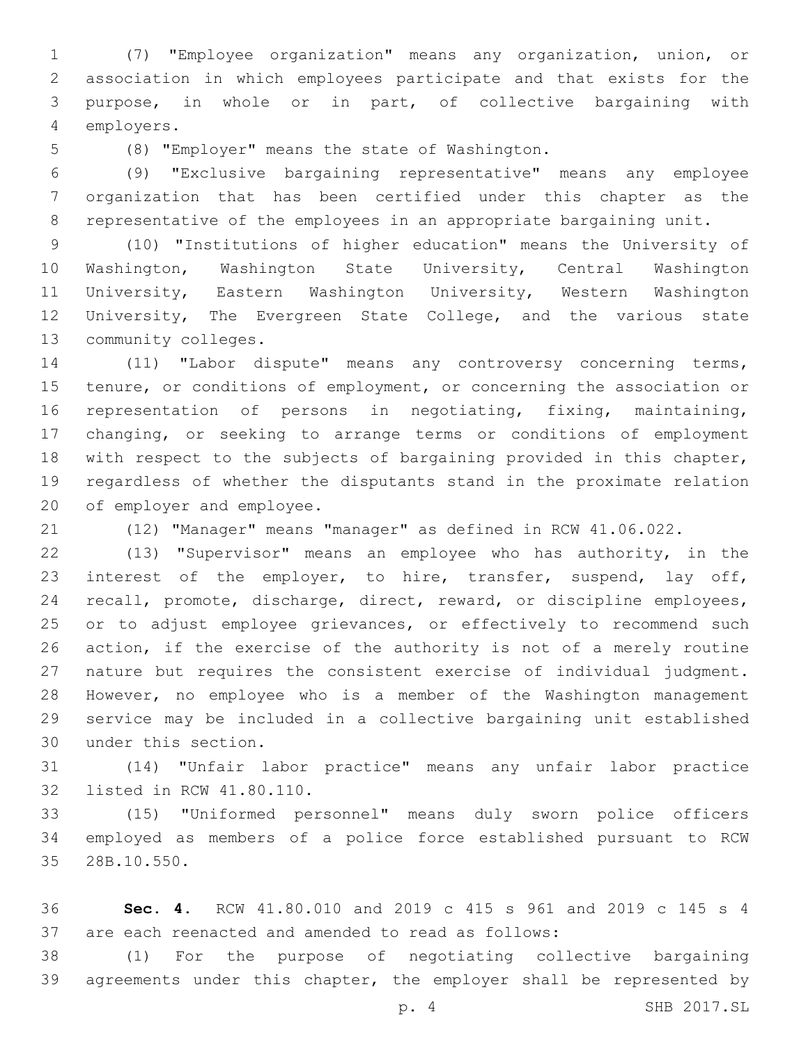(7) "Employee organization" means any organization, union, or association in which employees participate and that exists for the purpose, in whole or in part, of collective bargaining with employers.

(8) "Employer" means the state of Washington.

(9) "Exclusive bargaining representative" means any employee organization that has been certified under this chapter as the representative of the employees in an appropriate bargaining unit.

(10) "Institutions of higher education" means the University of Washington, Washington State University, Central Washington University, Eastern Washington University, Western Washington University, The Evergreen State College, and the various state community colleges.

(11) "Labor dispute" means any controversy concerning terms, tenure, or conditions of employment, or concerning the association or representation of persons in negotiating, fixing, maintaining, changing, or seeking to arrange terms or conditions of employment with respect to the subjects of bargaining provided in this chapter, regardless of whether the disputants stand in the proximate relation of employer and employee.

(12) "Manager" means "manager" as defined in RCW 41.06.022.

(13) "Supervisor" means an employee who has authority, in the interest of the employer, to hire, transfer, suspend, lay off, recall, promote, discharge, direct, reward, or discipline employees, or to adjust employee grievances, or effectively to recommend such action, if the exercise of the authority is not of a merely routine nature but requires the consistent exercise of individual judgment. However, no employee who is a member of the Washington management service may be included in a collective bargaining unit established under this section.

(14) "Unfair labor practice" means any unfair labor practice listed in RCW 41.80.110.

(15) "Uniformed personnel" means duly sworn police officers employed as members of a police force established pursuant to RCW 28B.10.550.

**Sec. 4.** RCW 41.80.010 and 2019 c 415 s 961 and 2019 c 145 s 4 are each reenacted and amended to read as follows:

(1) For the purpose of negotiating collective bargaining agreements under this chapter, the employer shall be represented by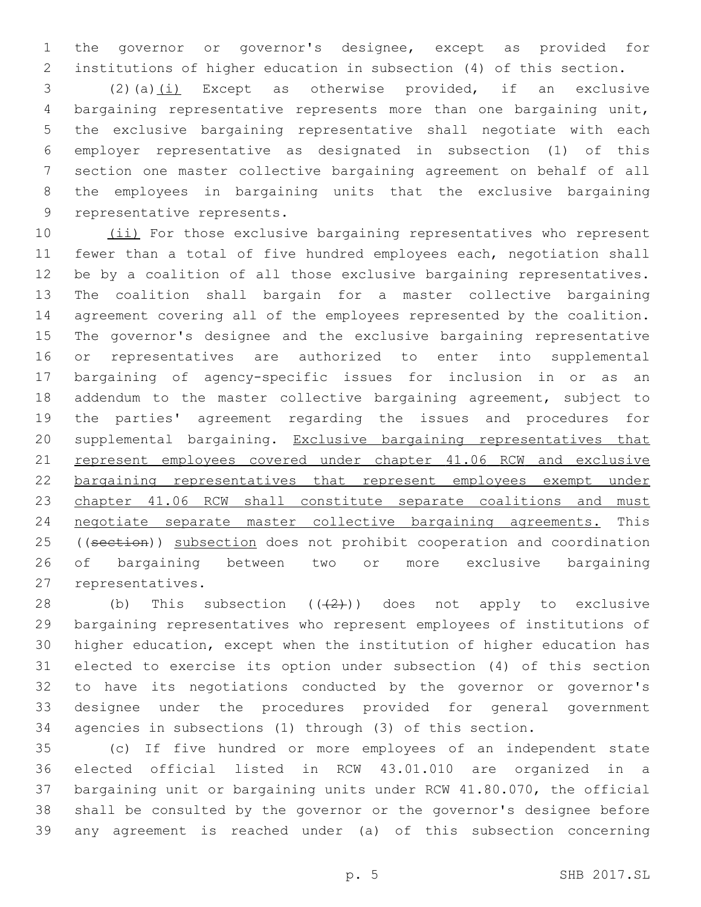the governor or governor's designee, except as provided for institutions of higher education in subsection (4) of this section.

(2)(a)<u>(i)</u> Except as otherwise provided, if an exclusive bargaining representative represents more than one bargaining unit, the exclusive bargaining representative shall negotiate with each employer representative as designated in subsection (1) of this section one master collective bargaining agreement on behalf of all the employees in bargaining units that the exclusive bargaining representative represents.

<u>(ii)</u> For those exclusive bargaining representatives who represent fewer than a total of five hundred employees each, negotiation shall be by a coalition of all those exclusive bargaining representatives. The coalition shall bargain for a master collective bargaining agreement covering all of the employees represented by the coalition. The governor's designee and the exclusive bargaining representative or representatives are authorized to enter into supplemental bargaining of agency-specific issues for inclusion in or as an addendum to the master collective bargaining agreement, subject to the parties' agreement regarding the issues and procedures for supplemental bargaining. <u>Exclusive bargaining representatives that represent employees covered under chapter 41.06 RCW and exclusive bargaining representatives that represent employees exempt under chapter 41.06 RCW shall constitute separate coalitions and must negotiate separate master collective bargaining agreements.</u> This ((~~section~~)) <u>subsection</u> does not prohibit cooperation and coordination of bargaining between two or more exclusive bargaining representatives.

(b) This subsection ((~~(2)~~)) does not apply to exclusive bargaining representatives who represent employees of institutions of higher education, except when the institution of higher education has elected to exercise its option under subsection (4) of this section to have its negotiations conducted by the governor or governor's designee under the procedures provided for general government agencies in subsections (1) through (3) of this section.

(c) If five hundred or more employees of an independent state elected official listed in RCW 43.01.010 are organized in a bargaining unit or bargaining units under RCW 41.80.070, the official shall be consulted by the governor or the governor's designee before any agreement is reached under (a) of this subsection concerning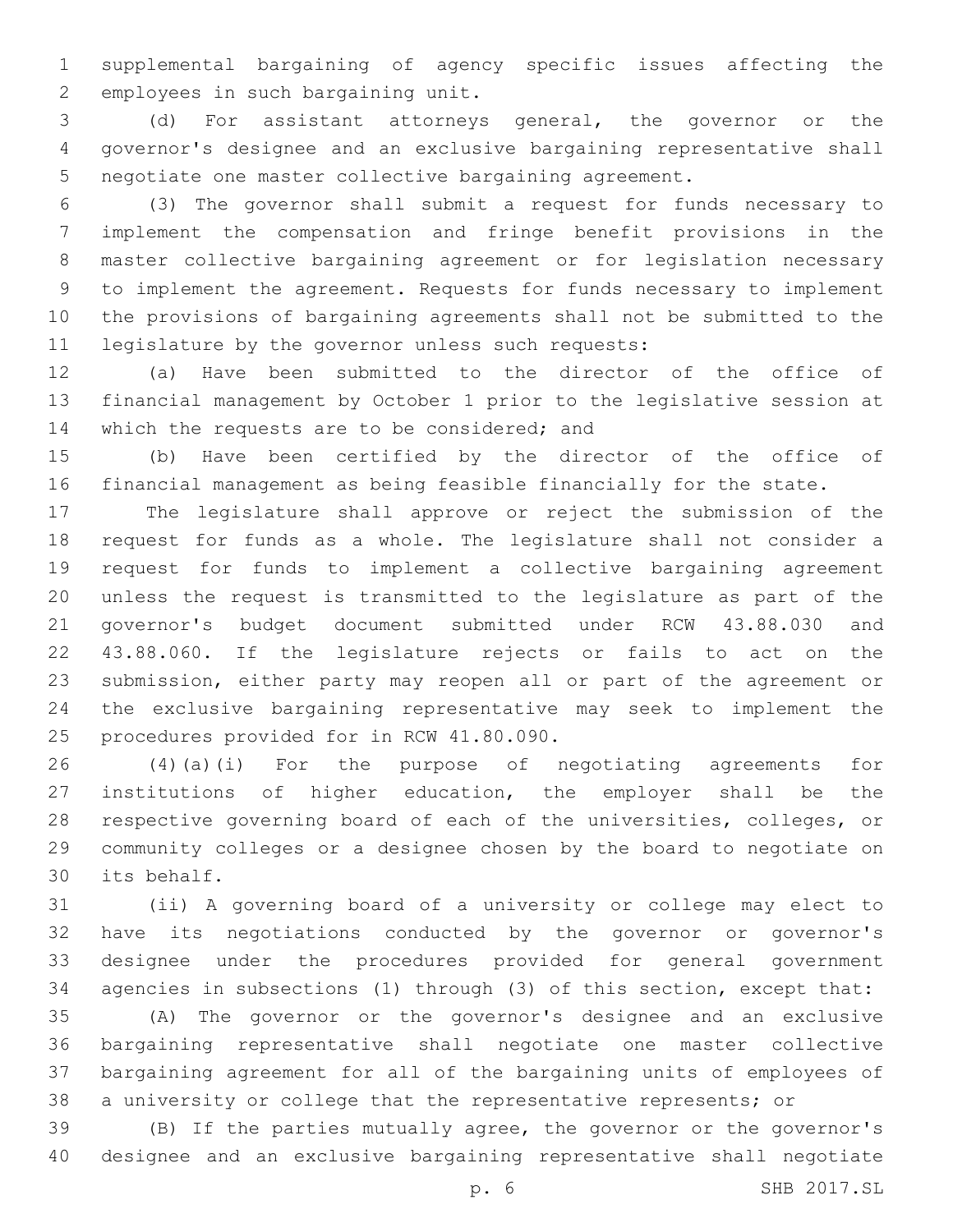supplemental bargaining of agency specific issues affecting the employees in such bargaining unit.

(d) For assistant attorneys general, the governor or the governor's designee and an exclusive bargaining representative shall negotiate one master collective bargaining agreement.

(3) The governor shall submit a request for funds necessary to implement the compensation and fringe benefit provisions in the master collective bargaining agreement or for legislation necessary to implement the agreement. Requests for funds necessary to implement the provisions of bargaining agreements shall not be submitted to the legislature by the governor unless such requests:

(a) Have been submitted to the director of the office of financial management by October 1 prior to the legislative session at which the requests are to be considered; and

(b) Have been certified by the director of the office of financial management as being feasible financially for the state.

The legislature shall approve or reject the submission of the request for funds as a whole. The legislature shall not consider a request for funds to implement a collective bargaining agreement unless the request is transmitted to the legislature as part of the governor's budget document submitted under RCW 43.88.030 and 43.88.060. If the legislature rejects or fails to act on the submission, either party may reopen all or part of the agreement or the exclusive bargaining representative may seek to implement the procedures provided for in RCW 41.80.090.

(4)(a)(i) For the purpose of negotiating agreements for institutions of higher education, the employer shall be the respective governing board of each of the universities, colleges, or community colleges or a designee chosen by the board to negotiate on its behalf.

(ii) A governing board of a university or college may elect to have its negotiations conducted by the governor or governor's designee under the procedures provided for general government agencies in subsections (1) through (3) of this section, except that:

(A) The governor or the governor's designee and an exclusive bargaining representative shall negotiate one master collective bargaining agreement for all of the bargaining units of employees of a university or college that the representative represents; or

(B) If the parties mutually agree, the governor or the governor's designee and an exclusive bargaining representative shall negotiate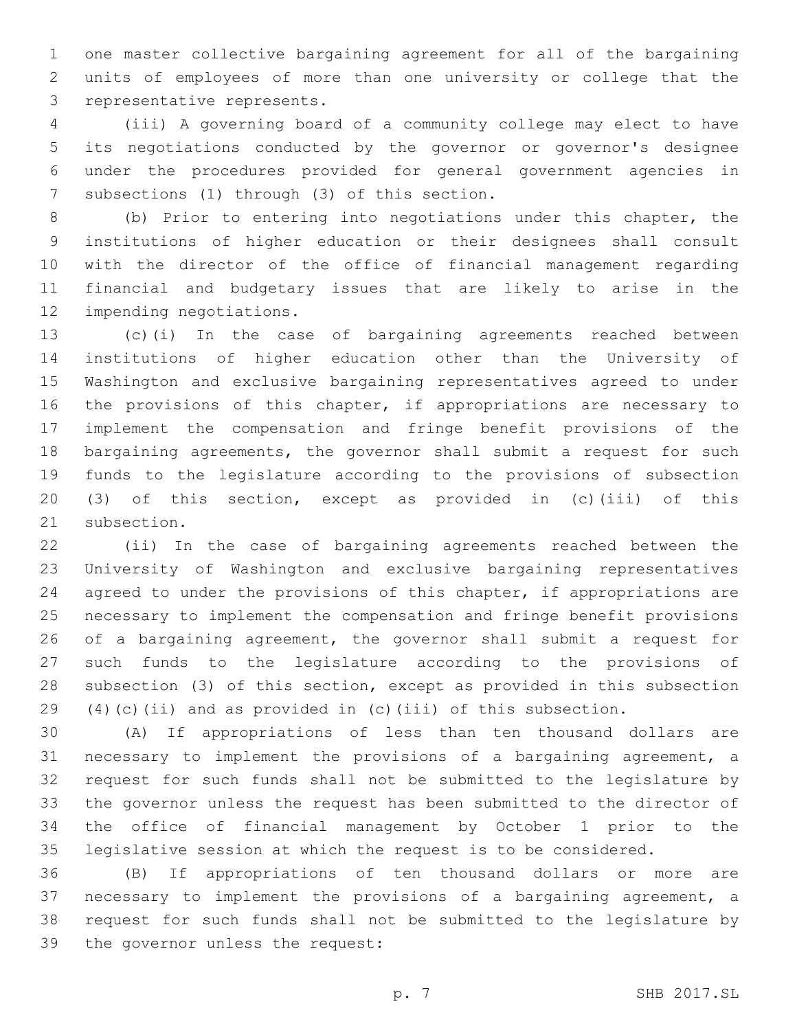one master collective bargaining agreement for all of the bargaining units of employees of more than one university or college that the representative represents.

(iii) A governing board of a community college may elect to have its negotiations conducted by the governor or governor's designee under the procedures provided for general government agencies in subsections (1) through (3) of this section.

(b) Prior to entering into negotiations under this chapter, the institutions of higher education or their designees shall consult with the director of the office of financial management regarding financial and budgetary issues that are likely to arise in the impending negotiations.

(c)(i) In the case of bargaining agreements reached between institutions of higher education other than the University of Washington and exclusive bargaining representatives agreed to under the provisions of this chapter, if appropriations are necessary to implement the compensation and fringe benefit provisions of the bargaining agreements, the governor shall submit a request for such funds to the legislature according to the provisions of subsection (3) of this section, except as provided in (c)(iii) of this subsection.

(ii) In the case of bargaining agreements reached between the University of Washington and exclusive bargaining representatives agreed to under the provisions of this chapter, if appropriations are necessary to implement the compensation and fringe benefit provisions of a bargaining agreement, the governor shall submit a request for such funds to the legislature according to the provisions of subsection (3) of this section, except as provided in this subsection (4)(c)(ii) and as provided in (c)(iii) of this subsection.

(A) If appropriations of less than ten thousand dollars are necessary to implement the provisions of a bargaining agreement, a request for such funds shall not be submitted to the legislature by the governor unless the request has been submitted to the director of the office of financial management by October 1 prior to the legislative session at which the request is to be considered.

(B) If appropriations of ten thousand dollars or more are necessary to implement the provisions of a bargaining agreement, a request for such funds shall not be submitted to the legislature by the governor unless the request: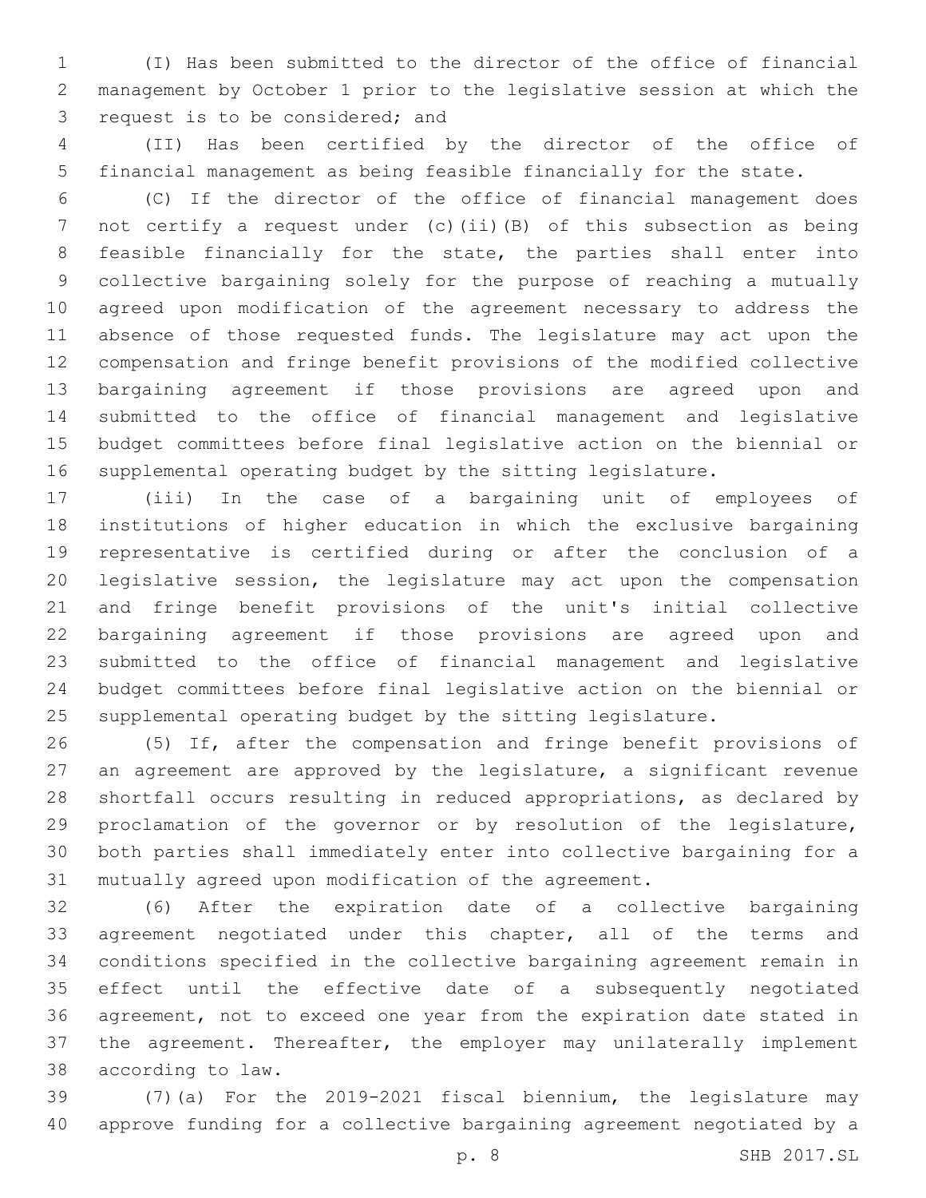(I) Has been submitted to the director of the office of financial management by October 1 prior to the legislative session at which the request is to be considered; and

(II) Has been certified by the director of the office of financial management as being feasible financially for the state.

(C) If the director of the office of financial management does not certify a request under (c)(ii)(B) of this subsection as being feasible financially for the state, the parties shall enter into collective bargaining solely for the purpose of reaching a mutually agreed upon modification of the agreement necessary to address the absence of those requested funds. The legislature may act upon the compensation and fringe benefit provisions of the modified collective bargaining agreement if those provisions are agreed upon and submitted to the office of financial management and legislative budget committees before final legislative action on the biennial or supplemental operating budget by the sitting legislature.

(iii) In the case of a bargaining unit of employees of institutions of higher education in which the exclusive bargaining representative is certified during or after the conclusion of a legislative session, the legislature may act upon the compensation and fringe benefit provisions of the unit's initial collective bargaining agreement if those provisions are agreed upon and submitted to the office of financial management and legislative budget committees before final legislative action on the biennial or supplemental operating budget by the sitting legislature.

(5) If, after the compensation and fringe benefit provisions of an agreement are approved by the legislature, a significant revenue shortfall occurs resulting in reduced appropriations, as declared by proclamation of the governor or by resolution of the legislature, both parties shall immediately enter into collective bargaining for a mutually agreed upon modification of the agreement.

(6) After the expiration date of a collective bargaining agreement negotiated under this chapter, all of the terms and conditions specified in the collective bargaining agreement remain in effect until the effective date of a subsequently negotiated agreement, not to exceed one year from the expiration date stated in the agreement. Thereafter, the employer may unilaterally implement according to law.

(7)(a) For the 2019-2021 fiscal biennium, the legislature may approve funding for a collective bargaining agreement negotiated by a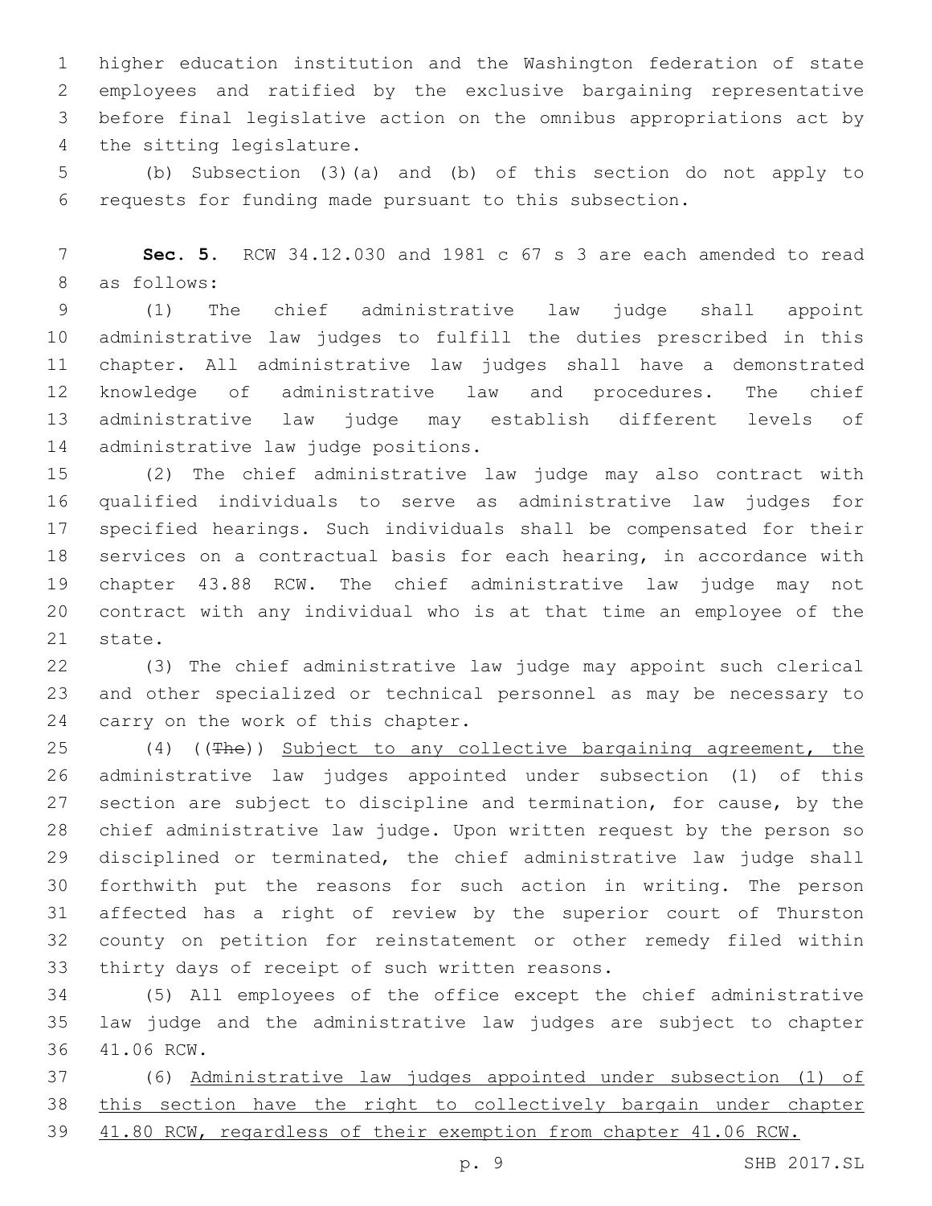higher education institution and the Washington federation of state employees and ratified by the exclusive bargaining representative before final legislative action on the omnibus appropriations act by the sitting legislature.

(b) Subsection (3)(a) and (b) of this section do not apply to requests for funding made pursuant to this subsection.

**Sec. 5.** RCW 34.12.030 and 1981 c 67 s 3 are each amended to read as follows:

(1) The chief administrative law judge shall appoint administrative law judges to fulfill the duties prescribed in this chapter. All administrative law judges shall have a demonstrated knowledge of administrative law and procedures. The chief administrative law judge may establish different levels of administrative law judge positions.

(2) The chief administrative law judge may also contract with qualified individuals to serve as administrative law judges for specified hearings. Such individuals shall be compensated for their services on a contractual basis for each hearing, in accordance with chapter 43.88 RCW. The chief administrative law judge may not contract with any individual who is at that time an employee of the state.

(3) The chief administrative law judge may appoint such clerical and other specialized or technical personnel as may be necessary to carry on the work of this chapter.

(4) ((~~The~~)) <u>Subject to any collective bargaining agreement, the</u> administrative law judges appointed under subsection (1) of this section are subject to discipline and termination, for cause, by the chief administrative law judge. Upon written request by the person so disciplined or terminated, the chief administrative law judge shall forthwith put the reasons for such action in writing. The person affected has a right of review by the superior court of Thurston county on petition for reinstatement or other remedy filed within thirty days of receipt of such written reasons.

(5) All employees of the office except the chief administrative law judge and the administrative law judges are subject to chapter 41.06 RCW.

(6) <u>Administrative law judges appointed under subsection (1) of this section have the right to collectively bargain under chapter 41.80 RCW, regardless of their exemption from chapter 41.06 RCW.</u>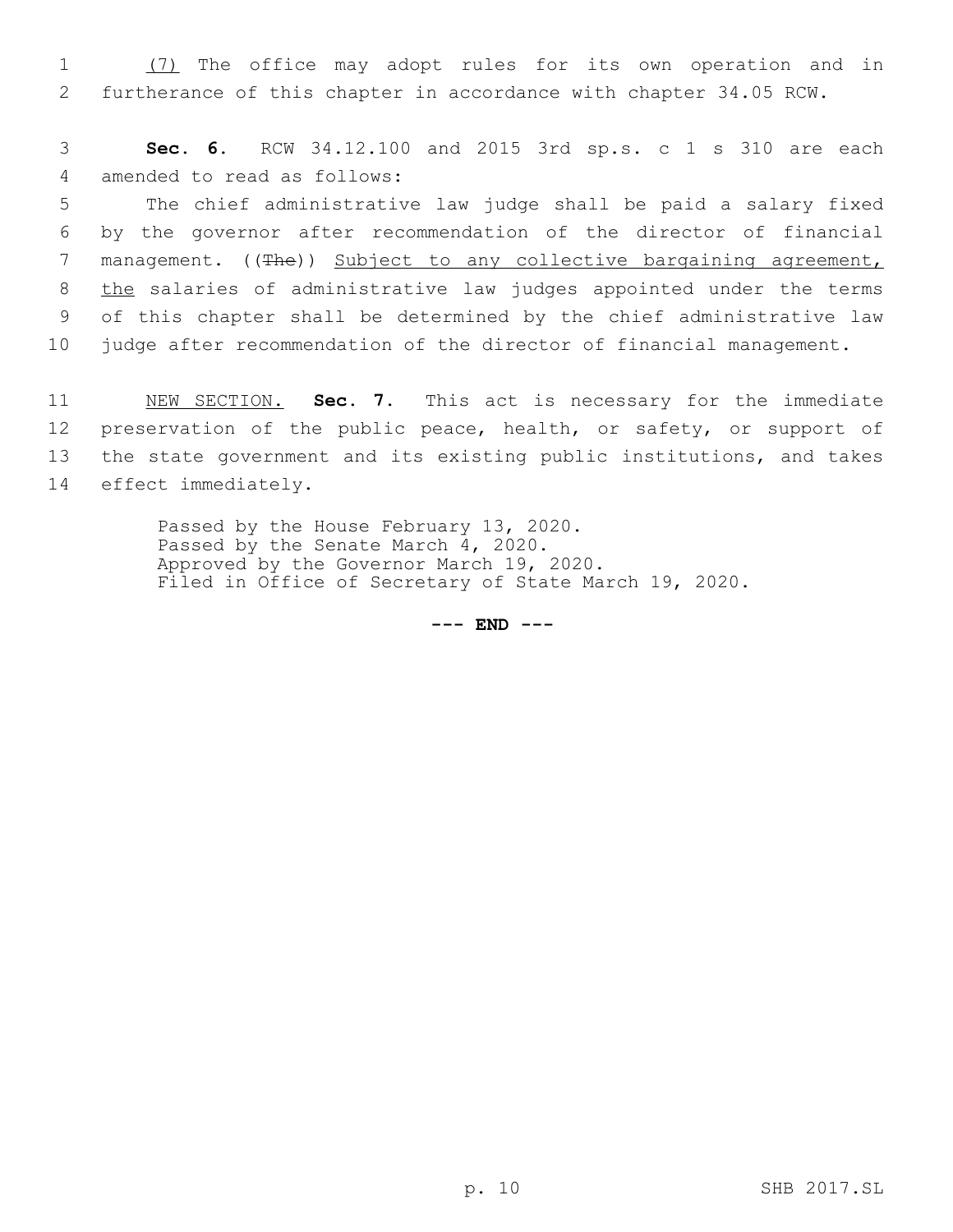(7) The office may adopt rules for its own operation and in furtherance of this chapter in accordance with chapter 34.05 RCW.

**Sec. 6.** RCW 34.12.100 and 2015 3rd sp.s. c 1 s 310 are each amended to read as follows:

The chief administrative law judge shall be paid a salary fixed by the governor after recommendation of the director of financial management. ((~~The~~)) Subject to any collective bargaining agreement, the salaries of administrative law judges appointed under the terms of this chapter shall be determined by the chief administrative law judge after recommendation of the director of financial management.

NEW SECTION. **Sec. 7.** This act is necessary for the immediate preservation of the public peace, health, or safety, or support of the state government and its existing public institutions, and takes effect immediately.

Passed by the House February 13, 2020.
Passed by the Senate March 4, 2020.
Approved by the Governor March 19, 2020.
Filed in Office of Secretary of State March 19, 2020.

**--- END ---**